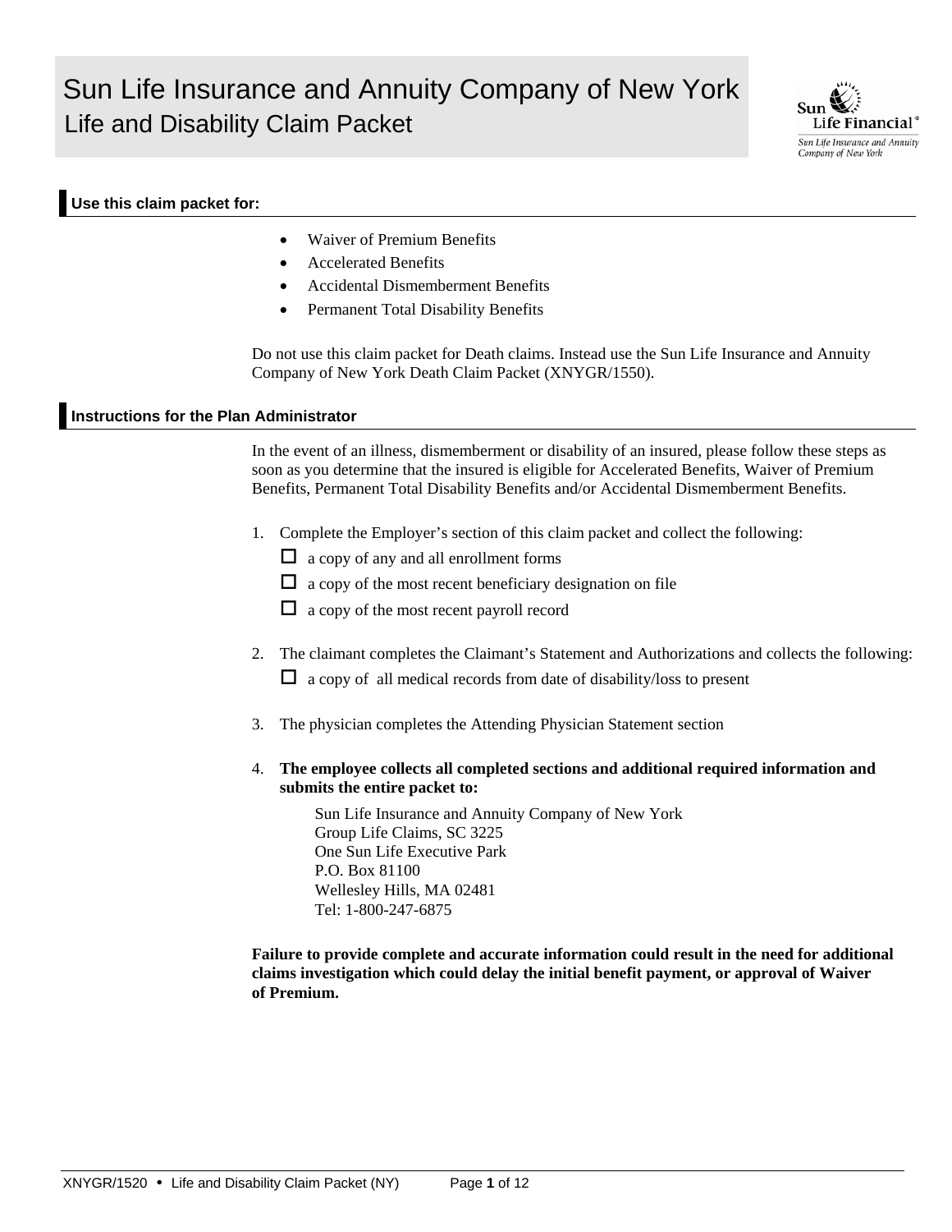# Sun Life Insurance and Annuity Company of New York

## Life and Disability Claim Packet

### Use this claim packet for:

- Waiver of Premium Benefits
- Accelerated Benefits
- Accidental Dismemberment Benefits
- Permanent Total Disability Benefits

Do not use this claim packet for Death claims. Instead use the Sun Life Insurance and Annuity Company of New York Death Claim Packet (XNYGR/1550).

### Instructions for the Plan Administrator

In the event of an illness, dismemberment or disability of an insured, please follow these steps as soon as you determine that the insured is eligible for Accelerated Benefits, Waiver of Premium Benefits, Permanent Total Disability Benefits and/or Accidental Dismemberment Benefits.

1. Complete the Employer's section of this claim packet and collect the following:
   - ☐ a copy of any and all enrollment forms
   - ☐ a copy of the most recent beneficiary designation on file
   - ☐ a copy of the most recent payroll record

2. The claimant completes the Claimant's Statement and Authorizations and collects the following:
   - ☐ a copy of all medical records from date of disability/loss to present

3. The physician completes the Attending Physician Statement section

4. **The employee collects all completed sections and additional required information and submits the entire packet to:**

   Sun Life Insurance and Annuity Company of New York
   Group Life Claims, SC 3225
   One Sun Life Executive Park
   P.O. Box 81100
   Wellesley Hills, MA 02481
   Tel: 1-800-247-6875

**Failure to provide complete and accurate information could result in the need for additional claims investigation which could delay the initial benefit payment, or approval of Waiver of Premium.**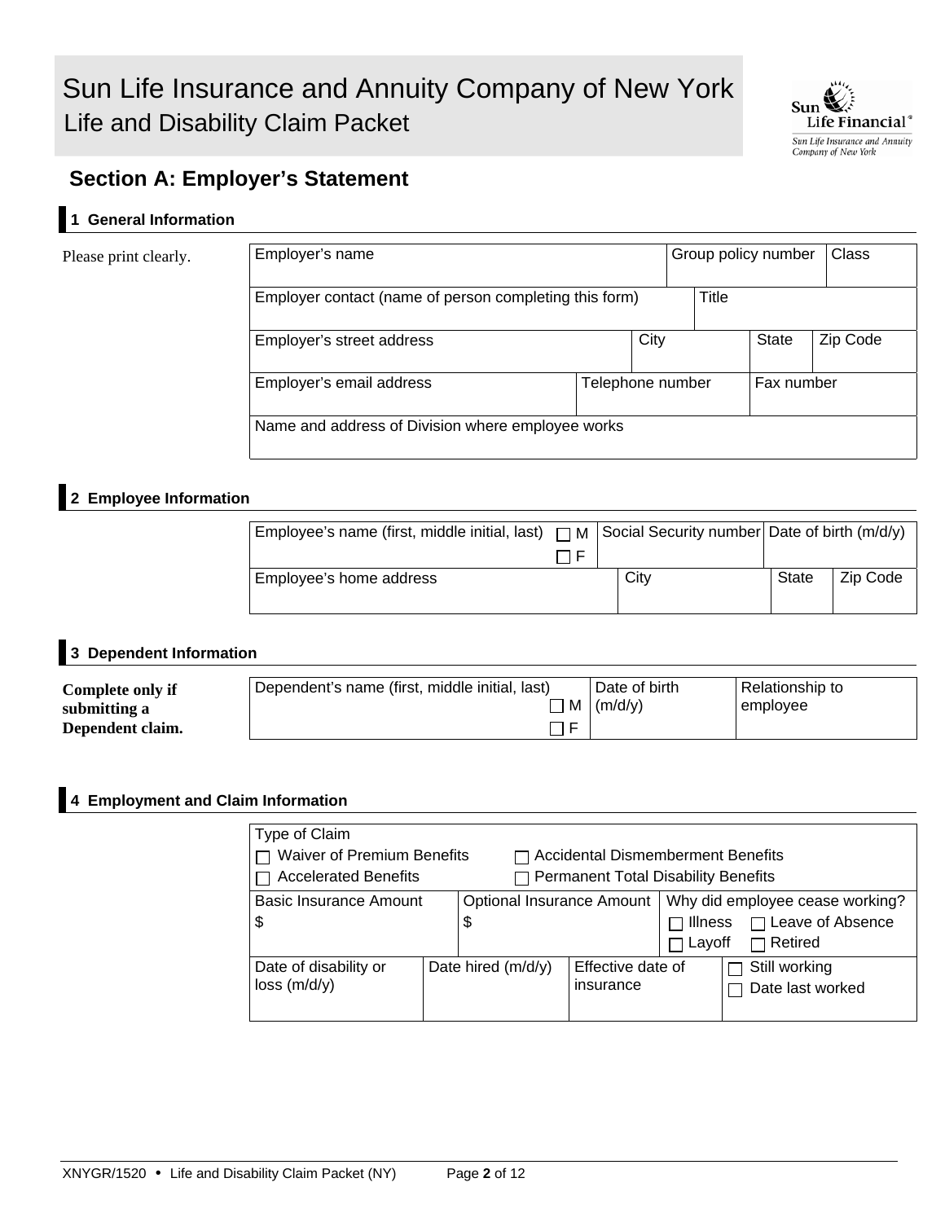# Sun Life Insurance and Annuity Company of New York
## Life and Disability Claim Packet

Sun Life Financial®
Sun Life Insurance and Annuity Company of New York

## Section A: Employer's Statement

### 1 General Information

Please print clearly.

| Employer's name | | Group policy number | Class |
|---|---|---|---|
| Employer contact (name of person completing this form) | | Title | |
| Employer's street address | City | State | Zip Code |
| Employer's email address | Telephone number | Fax number | |
| Name and address of Division where employee works | | | |

### 2 Employee Information

| Employee's name (first, middle initial, last) ☐ M ☐ F | Social Security number | Date of birth (m/d/y) | |
|---|---|---|---|
| Employee's home address | City | State | Zip Code |

### 3 Dependent Information

**Complete only if submitting a Dependent claim.**

| Dependent's name (first, middle initial, last) ☐ M ☐ F | Date of birth (m/d/y) | Relationship to employee |
|---|---|---|
| | | |

### 4 Employment and Claim Information

Type of Claim
☐ Waiver of Premium Benefits ☐ Accidental Dismemberment Benefits
☐ Accelerated Benefits ☐ Permanent Total Disability Benefits

| Basic Insurance Amount | Optional Insurance Amount | Why did employee cease working? |
|---|---|---|
| $ | $ | ☐ Illness ☐ Leave of Absence ☐ Layoff ☐ Retired |

| Date of disability or loss (m/d/y) | Date hired (m/d/y) | Effective date of insurance | ☐ Still working ☐ Date last worked |
|---|---|---|---|
| | | | |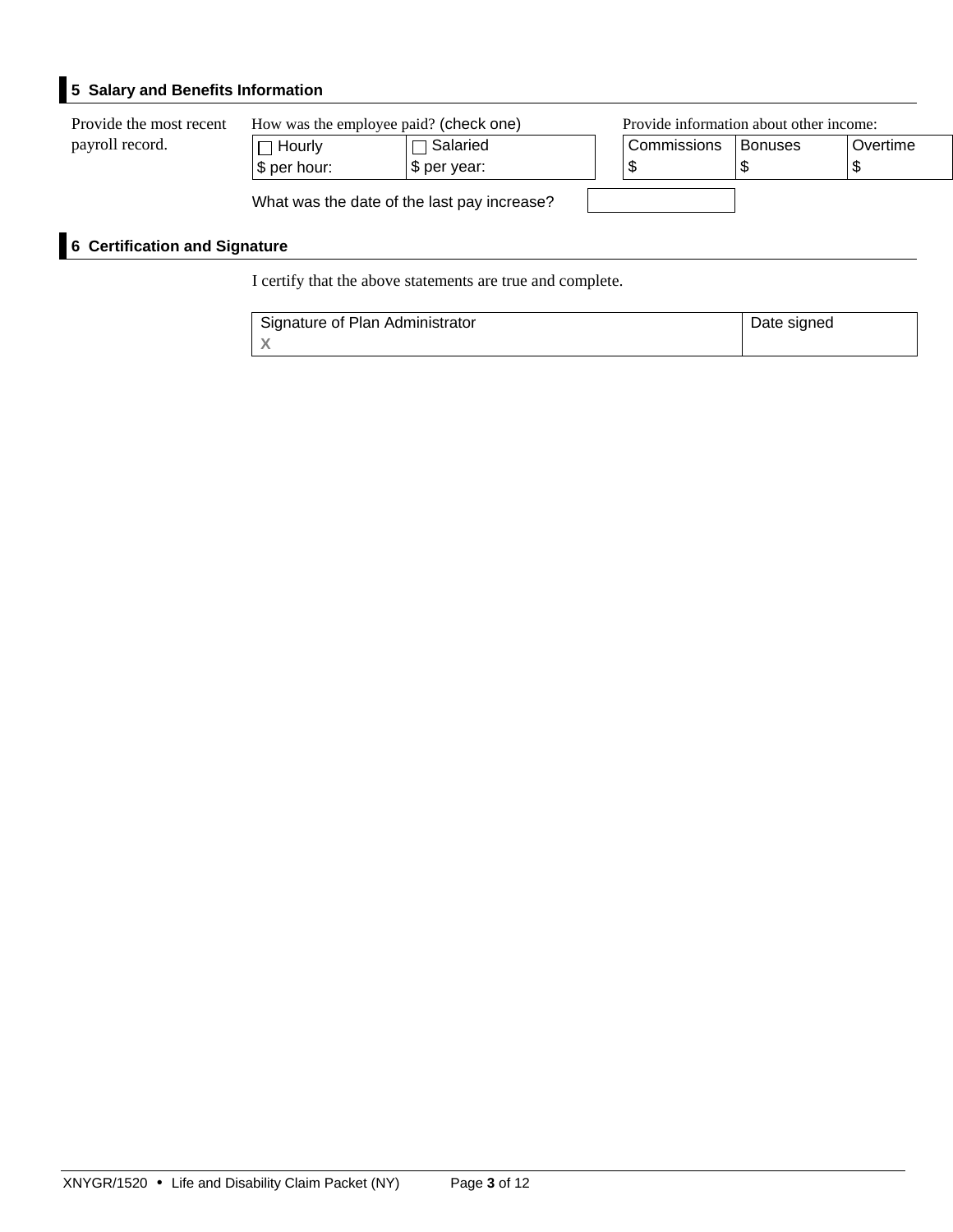## 5 Salary and Benefits Information

Provide the most recent payroll record.

How was the employee paid? (check one)

| ☐ Hourly | ☐ Salaried |
|---|---|
| $ per hour: | $ per year: |

Provide information about other income:

| Commissions | Bonuses | Overtime |
|---|---|---|
| $ | $ | $ |

What was the date of the last pay increase?

## 6 Certification and Signature

I certify that the above statements are true and complete.

| Signature of Plan Administrator | Date signed |
|---|---|
| X | |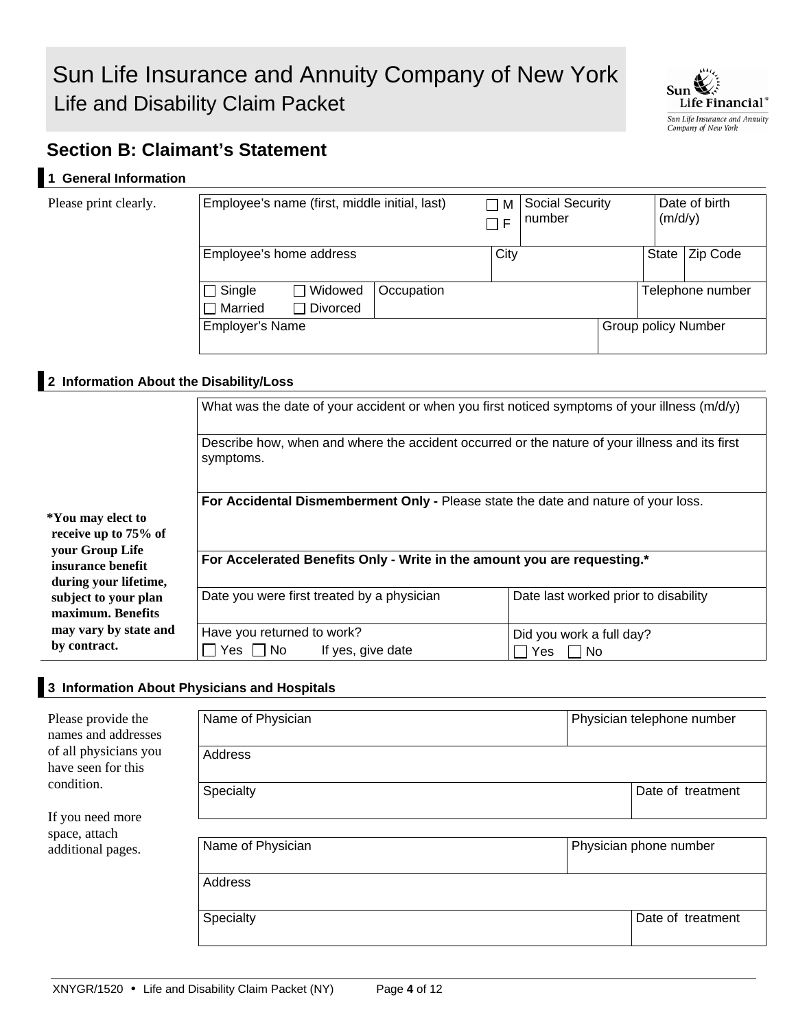# Sun Life Insurance and Annuity Company of New York
## Life and Disability Claim Packet

## Section B: Claimant's Statement

### 1 General Information

Please print clearly.

| Employee's name (first, middle initial, last) | ☐ M ☐ F | Social Security number | Date of birth (m/d/y) |
|---|---|---|---|
| | | | |

| Employee's home address | City | State | Zip Code |
|---|---|---|---|
| | | | |

| ☐ Single ☐ Widowed ☐ Married ☐ Divorced | Occupation | Telephone number |
|---|---|---|
| | | |

| Employer's Name | Group policy Number |
|---|---|
| | |

### 2 Information About the Disability/Loss

*You may elect to receive up to 75% of your Group Life insurance benefit during your lifetime, subject to your plan maximum. Benefits may vary by state and by contract.

| What was the date of your accident or when you first noticed symptoms of your illness (m/d/y) | |
|---|---|
| Describe how, when and where the accident occurred or the nature of your illness and its first symptoms. | |
| **For Accidental Dismemberment Only -** Please state the date and nature of your loss. | |
| **For Accelerated Benefits Only - Write in the amount you are requesting.*** | |
| Date you were first treated by a physician | Date last worked prior to disability |
| Have you returned to work? ☐ Yes ☐ No If yes, give date | Did you work a full day? ☐ Yes ☐ No |

### 3 Information About Physicians and Hospitals

Please provide the names and addresses of all physicians you have seen for this condition.

If you need more space, attach additional pages.

| Name of Physician | Physician telephone number |
|---|---|
| Address | |
| Specialty | Date of treatment |

| Name of Physician | Physician phone number |
|---|---|
| Address | |
| Specialty | Date of treatment |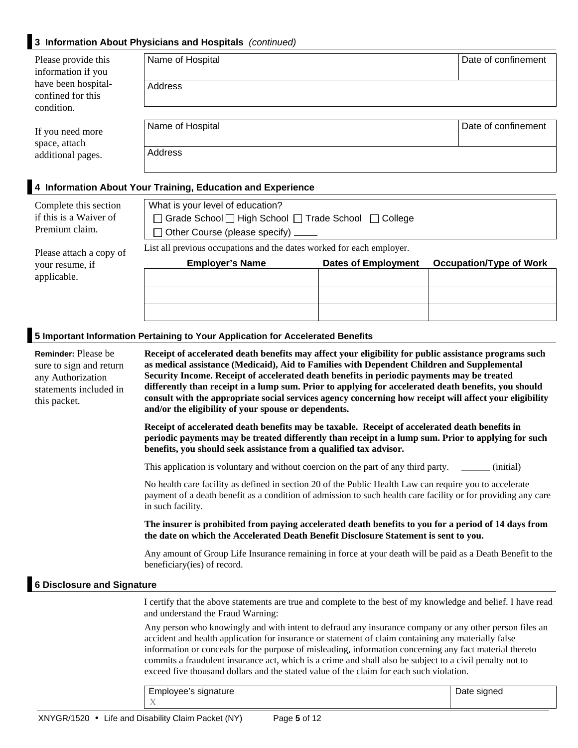## 3 Information About Physicians and Hospitals *(continued)*

Please provide this information if you have been hospital-confined for this condition.

If you need more space, attach additional pages.

| Name of Hospital | Date of confinement |
|---|---|
| Address | |

| Name of Hospital | Date of confinement |
|---|---|
| Address | |

## 4 Information About Your Training, Education and Experience

Complete this section if this is a Waiver of Premium claim.

Please attach a copy of your resume, if applicable.

What is your level of education?

☐ Grade School ☐ High School ☐ Trade School ☐ College

☐ Other Course (please specify) _____

List all previous occupations and the dates worked for each employer.

| Employer's Name | Dates of Employment | Occupation/Type of Work |
|---|---|---|
| | | |
| | | |
| | | |

## 5 Important Information Pertaining to Your Application for Accelerated Benefits

**Reminder:** Please be sure to sign and return any Authorization statements included in this packet.

**Receipt of accelerated death benefits may affect your eligibility for public assistance programs such as medical assistance (Medicaid), Aid to Families with Dependent Children and Supplemental Security Income. Receipt of accelerated death benefits in periodic payments may be treated differently than receipt in a lump sum. Prior to applying for accelerated death benefits, you should consult with the appropriate social services agency concerning how receipt will affect your eligibility and/or the eligibility of your spouse or dependents.**

**Receipt of accelerated death benefits may be taxable. Receipt of accelerated death benefits in periodic payments may be treated differently than receipt in a lump sum. Prior to applying for such benefits, you should seek assistance from a qualified tax advisor.**

This application is voluntary and without coercion on the part of any third party. ______ (initial)

No health care facility as defined in section 20 of the Public Health Law can require you to accelerate payment of a death benefit as a condition of admission to such health care facility or for providing any care in such facility.

**The insurer is prohibited from paying accelerated death benefits to you for a period of 14 days from the date on which the Accelerated Death Benefit Disclosure Statement is sent to you.**

Any amount of Group Life Insurance remaining in force at your death will be paid as a Death Benefit to the beneficiary(ies) of record.

## 6 Disclosure and Signature

I certify that the above statements are true and complete to the best of my knowledge and belief. I have read and understand the Fraud Warning:

Any person who knowingly and with intent to defraud any insurance company or any other person files an accident and health application for insurance or statement of claim containing any materially false information or conceals for the purpose of misleading, information concerning any fact material thereto commits a fraudulent insurance act, which is a crime and shall also be subject to a civil penalty not to exceed five thousand dollars and the stated value of the claim for each such violation.

| Employee's signature | Date signed |
|---|---|
| X | |

XNYGR/1520 • Life and Disability Claim Packet (NY)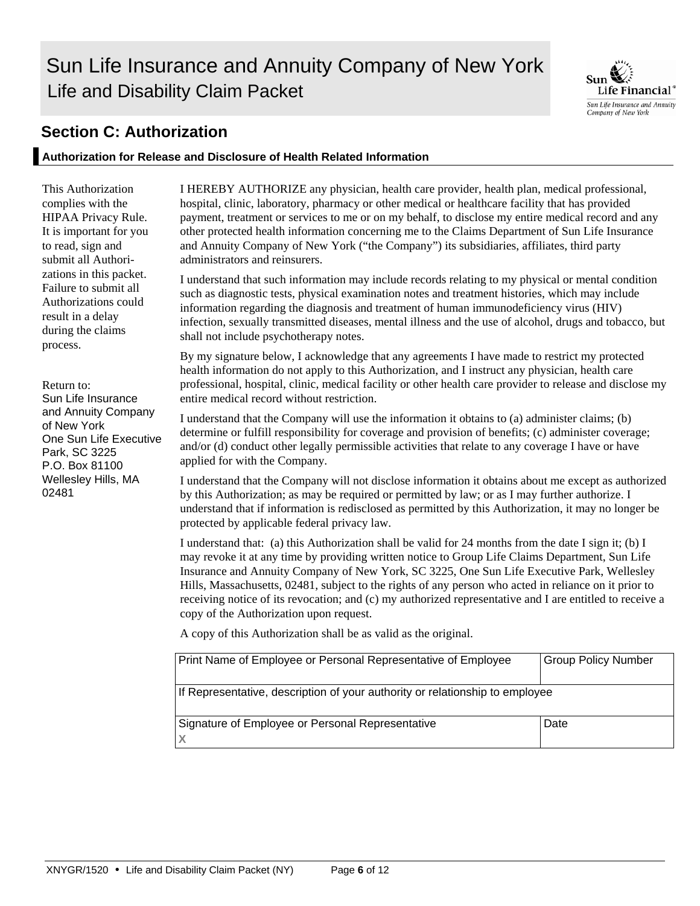# Sun Life Insurance and Annuity Company of New York
## Life and Disability Claim Packet

Sun Life Financial®
*Sun Life Insurance and Annuity Company of New York*

## Section C: Authorization

### Authorization for Release and Disclosure of Health Related Information

This Authorization complies with the HIPAA Privacy Rule. It is important for you to read, sign and submit all Authorizations in this packet. Failure to submit all Authorizations could result in a delay during the claims process.

Return to:
Sun Life Insurance and Annuity Company of New York
One Sun Life Executive Park, SC 3225
P.O. Box 81100
Wellesley Hills, MA 02481

I HEREBY AUTHORIZE any physician, health care provider, health plan, medical professional, hospital, clinic, laboratory, pharmacy or other medical or healthcare facility that has provided payment, treatment or services to me or on my behalf, to disclose my entire medical record and any other protected health information concerning me to the Claims Department of Sun Life Insurance and Annuity Company of New York ("the Company") its subsidiaries, affiliates, third party administrators and reinsurers.

I understand that such information may include records relating to my physical or mental condition such as diagnostic tests, physical examination notes and treatment histories, which may include information regarding the diagnosis and treatment of human immunodeficiency virus (HIV) infection, sexually transmitted diseases, mental illness and the use of alcohol, drugs and tobacco, but shall not include psychotherapy notes.

By my signature below, I acknowledge that any agreements I have made to restrict my protected health information do not apply to this Authorization, and I instruct any physician, health care professional, hospital, clinic, medical facility or other health care provider to release and disclose my entire medical record without restriction.

I understand that the Company will use the information it obtains to (a) administer claims; (b) determine or fulfill responsibility for coverage and provision of benefits; (c) administer coverage; and/or (d) conduct other legally permissible activities that relate to any coverage I have or have applied for with the Company.

I understand that the Company will not disclose information it obtains about me except as authorized by this Authorization; as may be required or permitted by law; or as I may further authorize. I understand that if information is redisclosed as permitted by this Authorization, it may no longer be protected by applicable federal privacy law.

I understand that: (a) this Authorization shall be valid for 24 months from the date I sign it; (b) I may revoke it at any time by providing written notice to Group Life Claims Department, Sun Life Insurance and Annuity Company of New York, SC 3225, One Sun Life Executive Park, Wellesley Hills, Massachusetts, 02481, subject to the rights of any person who acted in reliance on it prior to receiving notice of its revocation; and (c) my authorized representative and I are entitled to receive a copy of the Authorization upon request.

A copy of this Authorization shall be as valid as the original.

| Print Name of Employee or Personal Representative of Employee | Group Policy Number |
| --- | --- |
| If Representative, description of your authority or relationship to employee | |
| Signature of Employee or Personal Representative<br>X | Date |

XNYGR/1520 • Life and Disability Claim Packet (NY)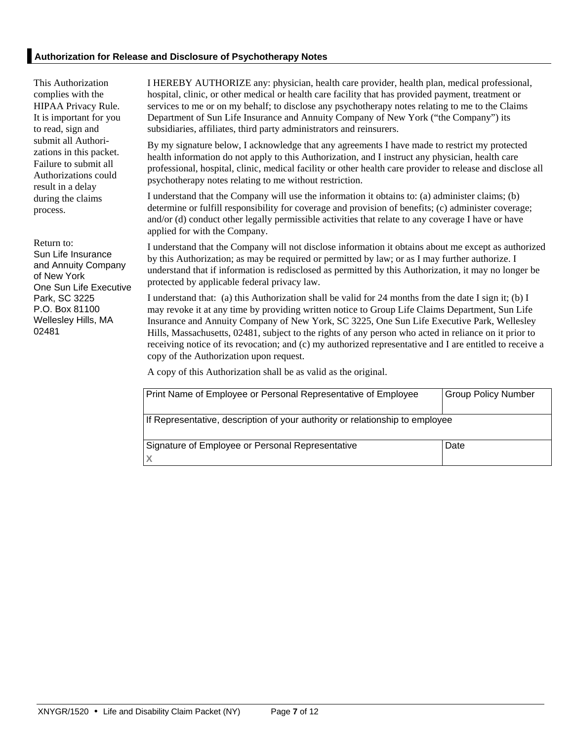## Authorization for Release and Disclosure of Psychotherapy Notes

This Authorization complies with the HIPAA Privacy Rule. It is important for you to read, sign and submit all Authorizations in this packet. Failure to submit all Authorizations could result in a delay during the claims process.

Return to:
Sun Life Insurance and Annuity Company of New York
One Sun Life Executive Park, SC 3225
P.O. Box 81100
Wellesley Hills, MA 02481

I HEREBY AUTHORIZE any: physician, health care provider, health plan, medical professional, hospital, clinic, or other medical or health care facility that has provided payment, treatment or services to me or on my behalf; to disclose any psychotherapy notes relating to me to the Claims Department of Sun Life Insurance and Annuity Company of New York ("the Company") its subsidiaries, affiliates, third party administrators and reinsurers.

By my signature below, I acknowledge that any agreements I have made to restrict my protected health information do not apply to this Authorization, and I instruct any physician, health care professional, hospital, clinic, medical facility or other health care provider to release and disclose all psychotherapy notes relating to me without restriction.

I understand that the Company will use the information it obtains to: (a) administer claims; (b) determine or fulfill responsibility for coverage and provision of benefits; (c) administer coverage; and/or (d) conduct other legally permissible activities that relate to any coverage I have or have applied for with the Company.

I understand that the Company will not disclose information it obtains about me except as authorized by this Authorization; as may be required or permitted by law; or as I may further authorize. I understand that if information is redisclosed as permitted by this Authorization, it may no longer be protected by applicable federal privacy law.

I understand that: (a) this Authorization shall be valid for 24 months from the date I sign it; (b) I may revoke it at any time by providing written notice to Group Life Claims Department, Sun Life Insurance and Annuity Company of New York, SC 3225, One Sun Life Executive Park, Wellesley Hills, Massachusetts, 02481, subject to the rights of any person who acted in reliance on it prior to receiving notice of its revocation; and (c) my authorized representative and I are entitled to receive a copy of the Authorization upon request.

A copy of this Authorization shall be as valid as the original.

| Print Name of Employee or Personal Representative of Employee | Group Policy Number |
|---|---|
| If Representative, description of your authority or relationship to employee | |
| Signature of Employee or Personal Representative<br>X | Date |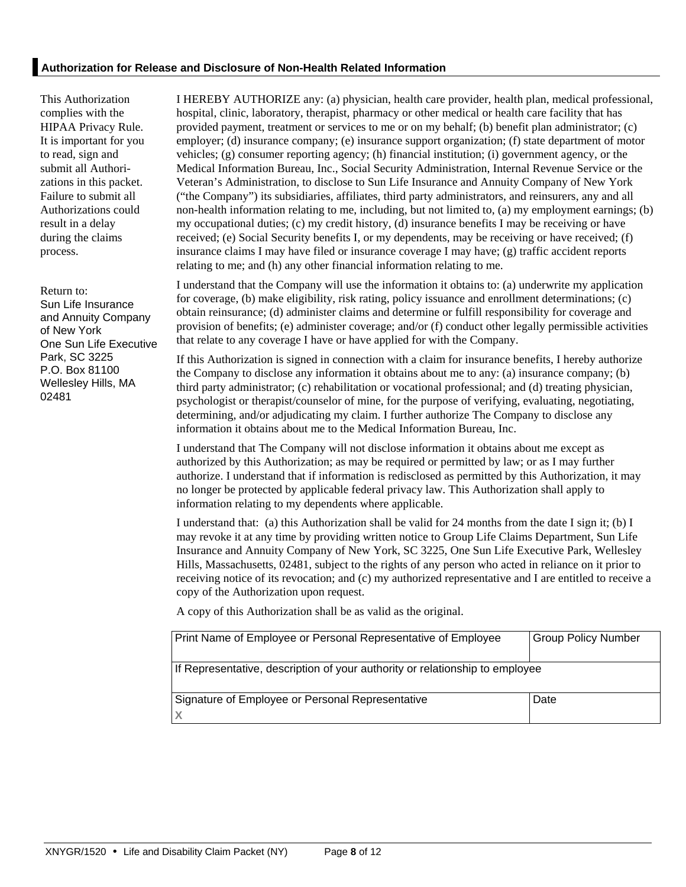## Authorization for Release and Disclosure of Non-Health Related Information

This Authorization complies with the HIPAA Privacy Rule. It is important for you to read, sign and submit all Authorizations in this packet. Failure to submit all Authorizations could result in a delay during the claims process.

Return to:
Sun Life Insurance and Annuity Company of New York
One Sun Life Executive Park, SC 3225
P.O. Box 81100
Wellesley Hills, MA 02481

I HEREBY AUTHORIZE any: (a) physician, health care provider, health plan, medical professional, hospital, clinic, laboratory, therapist, pharmacy or other medical or health care facility that has provided payment, treatment or services to me or on my behalf; (b) benefit plan administrator; (c) employer; (d) insurance company; (e) insurance support organization; (f) state department of motor vehicles; (g) consumer reporting agency; (h) financial institution; (i) government agency, or the Medical Information Bureau, Inc., Social Security Administration, Internal Revenue Service or the Veteran's Administration, to disclose to Sun Life Insurance and Annuity Company of New York ("the Company") its subsidiaries, affiliates, third party administrators, and reinsurers, any and all non-health information relating to me, including, but not limited to, (a) my employment earnings; (b) my occupational duties; (c) my credit history, (d) insurance benefits I may be receiving or have received; (e) Social Security benefits I, or my dependents, may be receiving or have received; (f) insurance claims I may have filed or insurance coverage I may have; (g) traffic accident reports relating to me; and (h) any other financial information relating to me.

I understand that the Company will use the information it obtains to: (a) underwrite my application for coverage, (b) make eligibility, risk rating, policy issuance and enrollment determinations; (c) obtain reinsurance; (d) administer claims and determine or fulfill responsibility for coverage and provision of benefits; (e) administer coverage; and/or (f) conduct other legally permissible activities that relate to any coverage I have or have applied for with the Company.

If this Authorization is signed in connection with a claim for insurance benefits, I hereby authorize the Company to disclose any information it obtains about me to any: (a) insurance company; (b) third party administrator; (c) rehabilitation or vocational professional; and (d) treating physician, psychologist or therapist/counselor of mine, for the purpose of verifying, evaluating, negotiating, determining, and/or adjudicating my claim. I further authorize The Company to disclose any information it obtains about me to the Medical Information Bureau, Inc.

I understand that The Company will not disclose information it obtains about me except as authorized by this Authorization; as may be required or permitted by law; or as I may further authorize. I understand that if information is redisclosed as permitted by this Authorization, it may no longer be protected by applicable federal privacy law. This Authorization shall apply to information relating to my dependents where applicable.

I understand that: (a) this Authorization shall be valid for 24 months from the date I sign it; (b) I may revoke it at any time by providing written notice to Group Life Claims Department, Sun Life Insurance and Annuity Company of New York, SC 3225, One Sun Life Executive Park, Wellesley Hills, Massachusetts, 02481, subject to the rights of any person who acted in reliance on it prior to receiving notice of its revocation; and (c) my authorized representative and I are entitled to receive a copy of the Authorization upon request.

A copy of this Authorization shall be as valid as the original.

| Print Name of Employee or Personal Representative of Employee | Group Policy Number |
| --- | --- |
| If Representative, description of your authority or relationship to employee | |
| Signature of Employee or Personal Representative<br>X | Date |

XNYGR/1520 • Life and Disability Claim Packet (NY)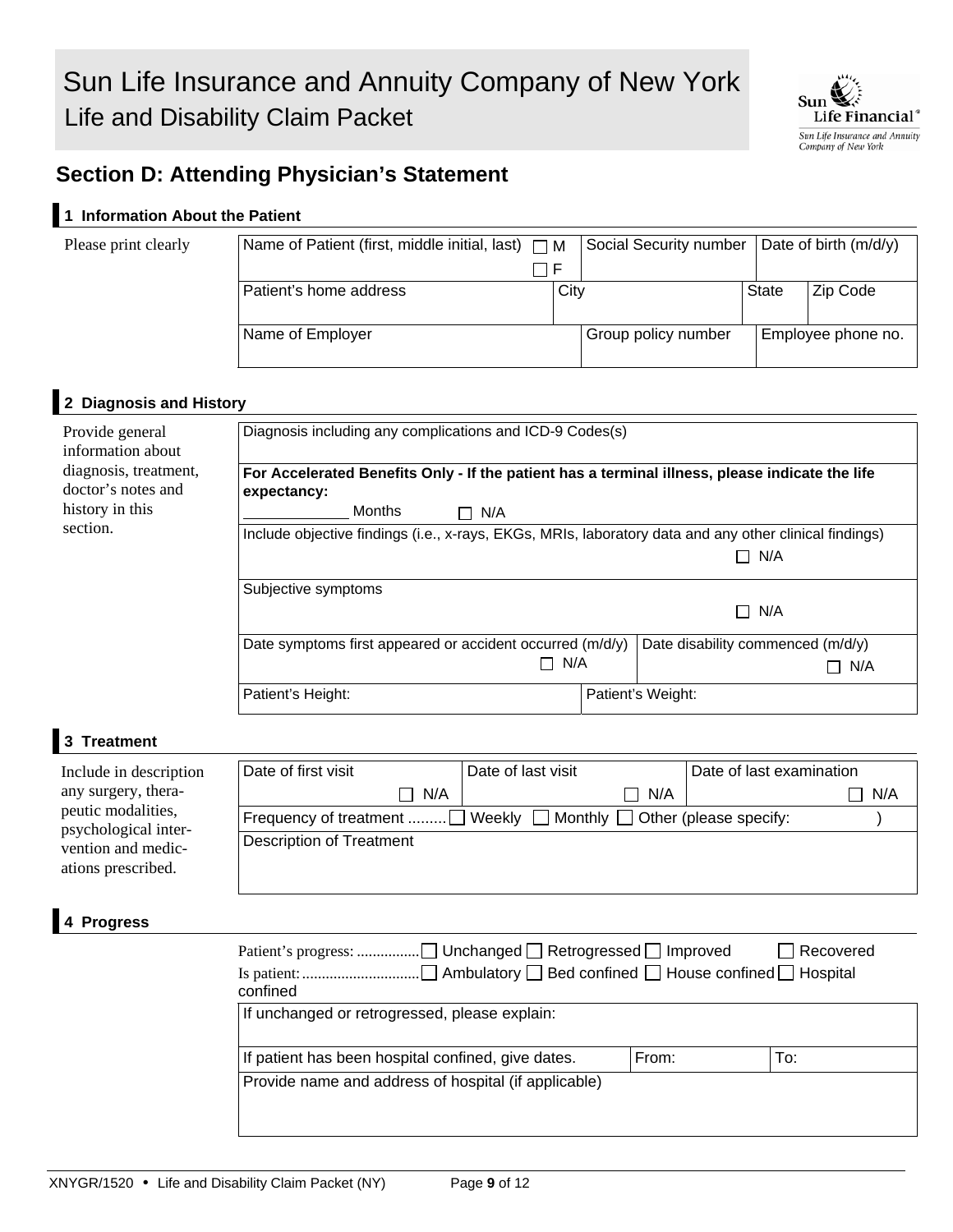# Sun Life Insurance and Annuity Company of New York

## Life and Disability Claim Packet

## Section D: Attending Physician's Statement

### 1 Information About the Patient

Please print clearly

| Name of Patient (first, middle initial, last) ☐ M ☐ F | | Social Security number | Date of birth (m/d/y) | |
|---|---|---|---|---|
| Patient's home address | City | | State | Zip Code |
| Name of Employer | | Group policy number | Employee phone no. | |

### 2 Diagnosis and History

Provide general information about diagnosis, treatment, doctor's notes and history in this section.

| | |
|---|---|
| Diagnosis including any complications and ICD-9 Codes(s) | |
| **For Accelerated Benefits Only - If the patient has a terminal illness, please indicate the life expectancy:** ____________ Months ☐ N/A | |
| Include objective findings (i.e., x-rays, EKGs, MRIs, laboratory data and any other clinical findings) ☐ N/A | |
| Subjective symptoms ☐ N/A | |
| Date symptoms first appeared or accident occurred (m/d/y) ☐ N/A | Date disability commenced (m/d/y) ☐ N/A |
| Patient's Height: | Patient's Weight: |

### 3 Treatment

Include in description any surgery, therapeutic modalities, psychological intervention and medications prescribed.

| Date of first visit ☐ N/A | Date of last visit ☐ N/A | Date of last examination ☐ N/A |
|---|---|---|
| Frequency of treatment ......... ☐ Weekly ☐ Monthly ☐ Other (please specify: ) | | |
| Description of Treatment | | |

### 4 Progress

Patient's progress: ................ ☐ Unchanged ☐ Retrogressed ☐ Improved ☐ Recovered

Is patient: .............................. ☐ Ambulatory ☐ Bed confined ☐ House confined ☐ Hospital confined

| If unchanged or retrogressed, please explain: | | |
|---|---|---|
| If patient has been hospital confined, give dates. | From: | To: |
| Provide name and address of hospital (if applicable) | | |

XNYGR/1520 • Life and Disability Claim Packet (NY)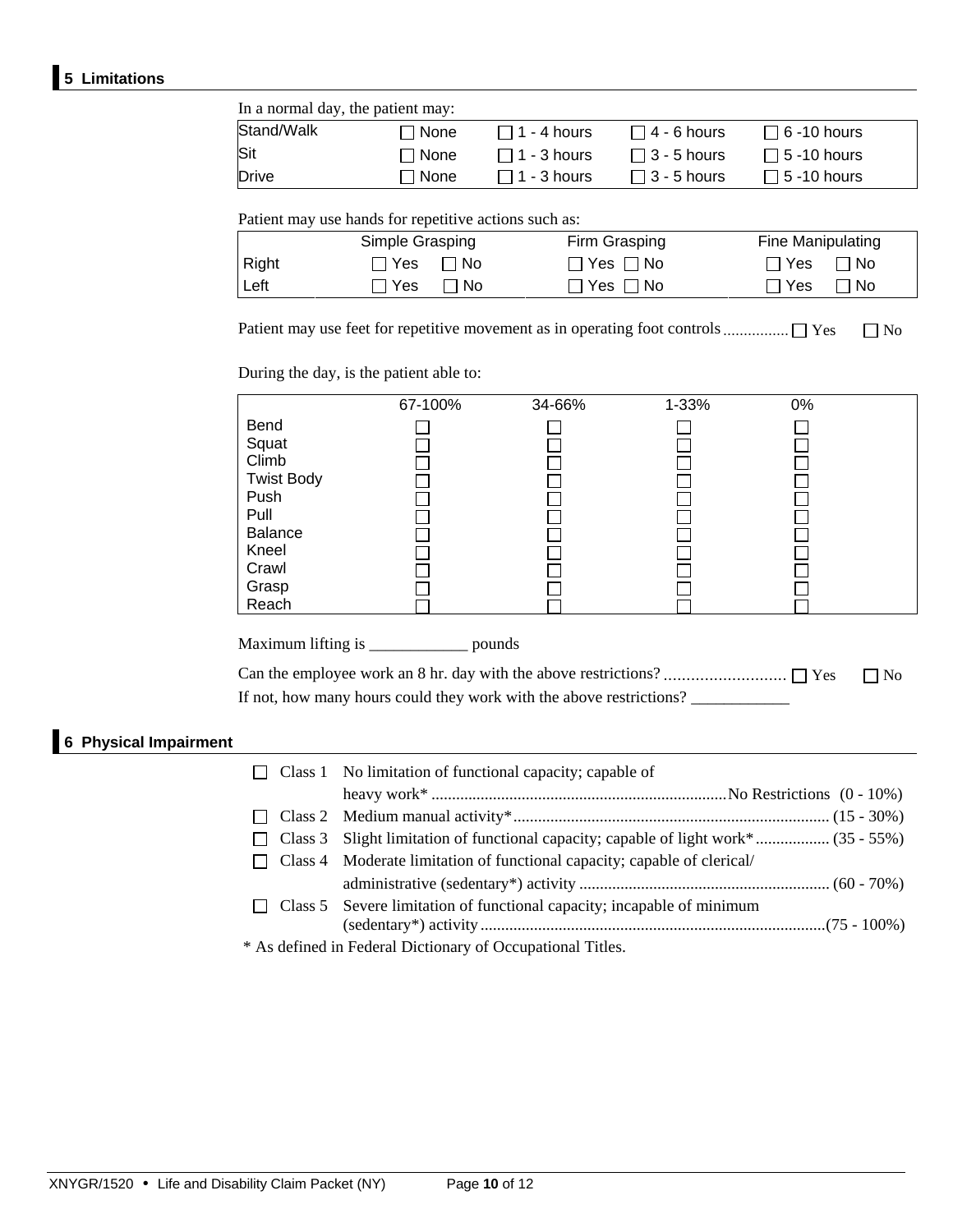## 5 Limitations

In a normal day, the patient may:

| | | | | |
|---|---|---|---|---|
| Stand/Walk | ☐ None | ☐ 1 - 4 hours | ☐ 4 - 6 hours | ☐ 6 -10 hours |
| Sit | ☐ None | ☐ 1 - 3 hours | ☐ 3 - 5 hours | ☐ 5 -10 hours |
| Drive | ☐ None | ☐ 1 - 3 hours | ☐ 3 - 5 hours | ☐ 5 -10 hours |

Patient may use hands for repetitive actions such as:

| | Simple Grasping | Firm Grasping | Fine Manipulating |
|---|---|---|---|
| Right | ☐ Yes ☐ No | ☐ Yes ☐ No | ☐ Yes ☐ No |
| Left | ☐ Yes ☐ No | ☐ Yes ☐ No | ☐ Yes ☐ No |

Patient may use feet for repetitive movement as in operating foot controls ............... ☐ Yes ☐ No

During the day, is the patient able to:

| | 67-100% | 34-66% | 1-33% | 0% |
|---|---|---|---|---|
| Bend | ☐ | ☐ | ☐ | ☐ |
| Squat | ☐ | ☐ | ☐ | ☐ |
| Climb | ☐ | ☐ | ☐ | ☐ |
| Twist Body | ☐ | ☐ | ☐ | ☐ |
| Push | ☐ | ☐ | ☐ | ☐ |
| Pull | ☐ | ☐ | ☐ | ☐ |
| Balance | ☐ | ☐ | ☐ | ☐ |
| Kneel | ☐ | ☐ | ☐ | ☐ |
| Crawl | ☐ | ☐ | ☐ | ☐ |
| Grasp | ☐ | ☐ | ☐ | ☐ |
| Reach | ☐ | ☐ | ☐ | ☐ |

Maximum lifting is ____________ pounds

Can the employee work an 8 hr. day with the above restrictions? ........................... ☐ Yes ☐ No

If not, how many hours could they work with the above restrictions? ____________

## 6 Physical Impairment

☐ Class 1 No limitation of functional capacity; capable of heavy work* ........................................................................No Restrictions (0 - 10%)

☐ Class 2 Medium manual activity*............................................................................ (15 - 30%)

☐ Class 3 Slight limitation of functional capacity; capable of light work*.................. (35 - 55%)

☐ Class 4 Moderate limitation of functional capacity; capable of clerical/ administrative (sedentary*) activity ............................................................ (60 - 70%)

☐ Class 5 Severe limitation of functional capacity; incapable of minimum (sedentary*) activity ...................................................................................(75 - 100%)

* As defined in Federal Dictionary of Occupational Titles.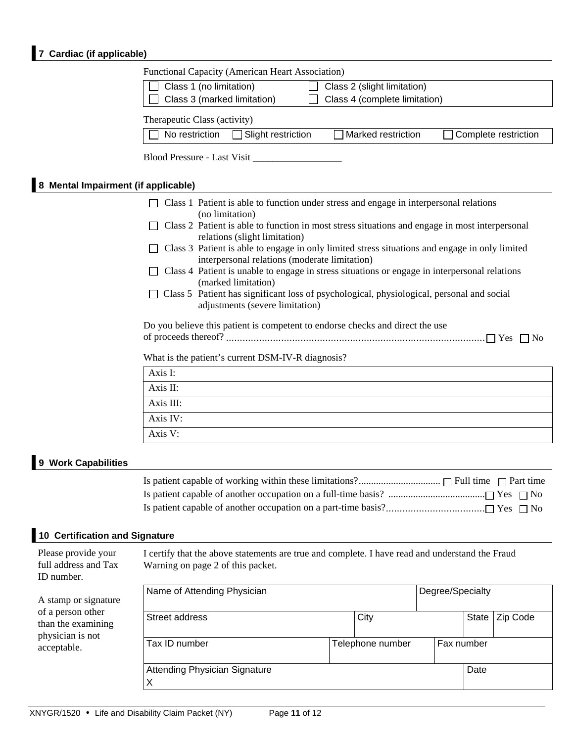## 7 Cardiac (if applicable)

Functional Capacity (American Heart Association)

| | |
|---|---|
| ☐ Class 1 (no limitation) | ☐ Class 2 (slight limitation) |
| ☐ Class 3 (marked limitation) | ☐ Class 4 (complete limitation) |

Therapeutic Class (activity)

| | | | |
|---|---|---|---|
| ☐ No restriction | ☐ Slight restriction | ☐ Marked restriction | ☐ Complete restriction |

Blood Pressure - Last Visit __________________

## 8 Mental Impairment (if applicable)

- ☐ Class 1 Patient is able to function under stress and engage in interpersonal relations (no limitation)
- ☐ Class 2 Patient is able to function in most stress situations and engage in most interpersonal relations (slight limitation)
- ☐ Class 3 Patient is able to engage in only limited stress situations and engage in only limited interpersonal relations (moderate limitation)
- ☐ Class 4 Patient is unable to engage in stress situations or engage in interpersonal relations (marked limitation)
- ☐ Class 5 Patient has significant loss of psychological, physiological, personal and social adjustments (severe limitation)

Do you believe this patient is competent to endorse checks and direct the use of proceeds thereof? ............................................................................................ ☐ Yes ☐ No

What is the patient's current DSM-IV-R diagnosis?

| |
|---|
| Axis I: |
| Axis II: |
| Axis III: |
| Axis IV: |
| Axis V: |

## 9 Work Capabilities

Is patient capable of working within these limitations?................................ ☐ Full time ☐ Part time

Is patient capable of another occupation on a full-time basis? ...................................... ☐ Yes ☐ No

Is patient capable of another occupation on a part-time basis?.................................... ☐ Yes ☐ No

## 10 Certification and Signature

Please provide your full address and Tax ID number.

A stamp or signature of a person other than the examining physician is not acceptable.

I certify that the above statements are true and complete. I have read and understand the Fraud Warning on page 2 of this packet.

| Name of Attending Physician | | | Degree/Specialty | |
|---|---|---|---|---|
| Street address | City | | State | Zip Code |
| Tax ID number | Telephone number | Fax number | | |
| Attending Physician Signature<br>X | | | Date | |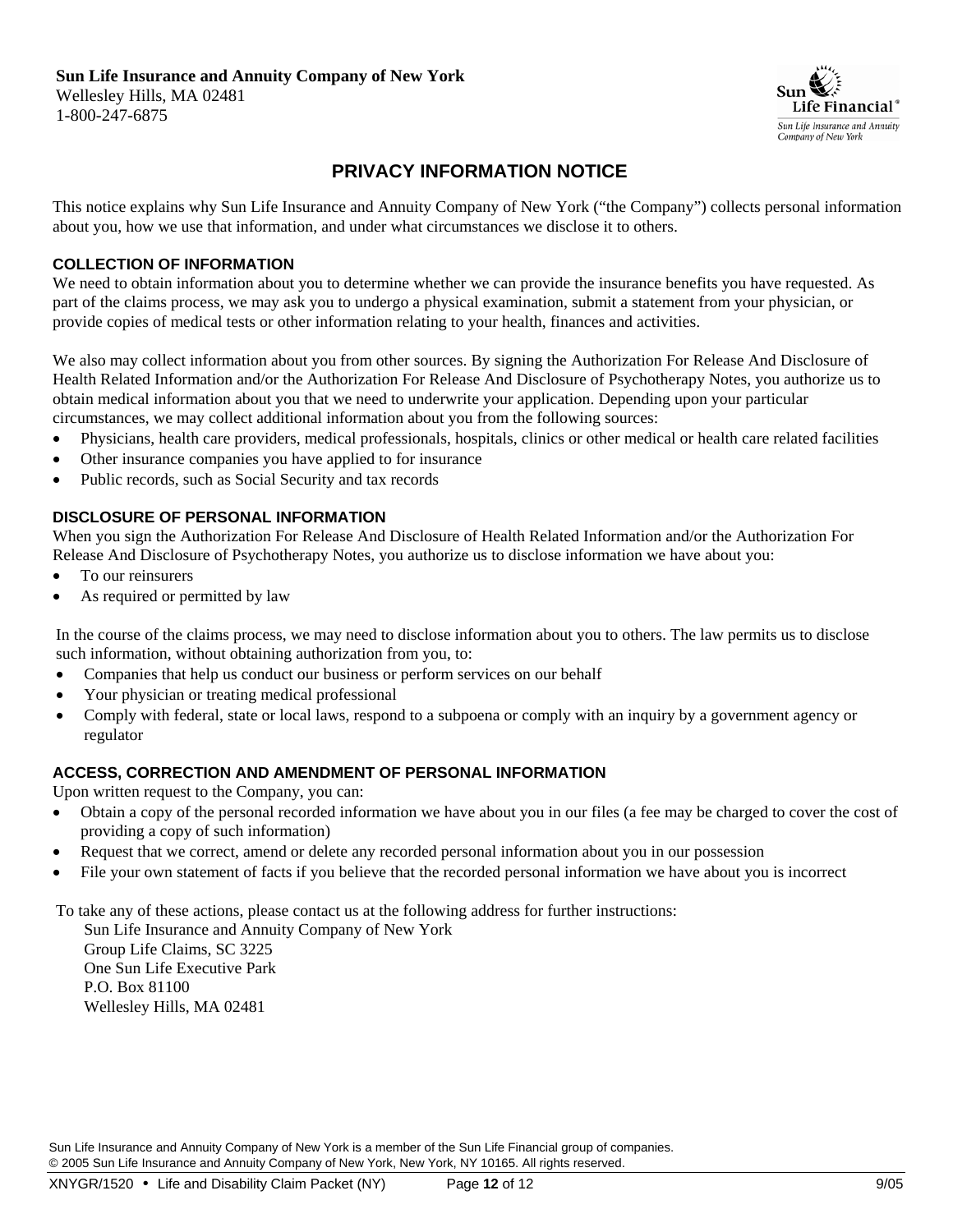**Sun Life Insurance and Annuity Company of New York**
Wellesley Hills, MA 02481
1-800-247-6875

Sun Life Financial®
Sun Life Insurance and Annuity Company of New York

# PRIVACY INFORMATION NOTICE

This notice explains why Sun Life Insurance and Annuity Company of New York ("the Company") collects personal information about you, how we use that information, and under what circumstances we disclose it to others.

## COLLECTION OF INFORMATION

We need to obtain information about you to determine whether we can provide the insurance benefits you have requested. As part of the claims process, we may ask you to undergo a physical examination, submit a statement from your physician, or provide copies of medical tests or other information relating to your health, finances and activities.

We also may collect information about you from other sources. By signing the Authorization For Release And Disclosure of Health Related Information and/or the Authorization For Release And Disclosure of Psychotherapy Notes, you authorize us to obtain medical information about you that we need to underwrite your application. Depending upon your particular circumstances, we may collect additional information about you from the following sources:

- Physicians, health care providers, medical professionals, hospitals, clinics or other medical or health care related facilities
- Other insurance companies you have applied to for insurance
- Public records, such as Social Security and tax records

## DISCLOSURE OF PERSONAL INFORMATION

When you sign the Authorization For Release And Disclosure of Health Related Information and/or the Authorization For Release And Disclosure of Psychotherapy Notes, you authorize us to disclose information we have about you:

- To our reinsurers
- As required or permitted by law

In the course of the claims process, we may need to disclose information about you to others. The law permits us to disclose such information, without obtaining authorization from you, to:

- Companies that help us conduct our business or perform services on our behalf
- Your physician or treating medical professional
- Comply with federal, state or local laws, respond to a subpoena or comply with an inquiry by a government agency or regulator

## ACCESS, CORRECTION AND AMENDMENT OF PERSONAL INFORMATION

Upon written request to the Company, you can:

- Obtain a copy of the personal recorded information we have about you in our files (a fee may be charged to cover the cost of providing a copy of such information)
- Request that we correct, amend or delete any recorded personal information about you in our possession
- File your own statement of facts if you believe that the recorded personal information we have about you is incorrect

To take any of these actions, please contact us at the following address for further instructions:

Sun Life Insurance and Annuity Company of New York
Group Life Claims, SC 3225
One Sun Life Executive Park
P.O. Box 81100
Wellesley Hills, MA 02481

Sun Life Insurance and Annuity Company of New York is a member of the Sun Life Financial group of companies.
© 2005 Sun Life Insurance and Annuity Company of New York, New York, NY 10165. All rights reserved.